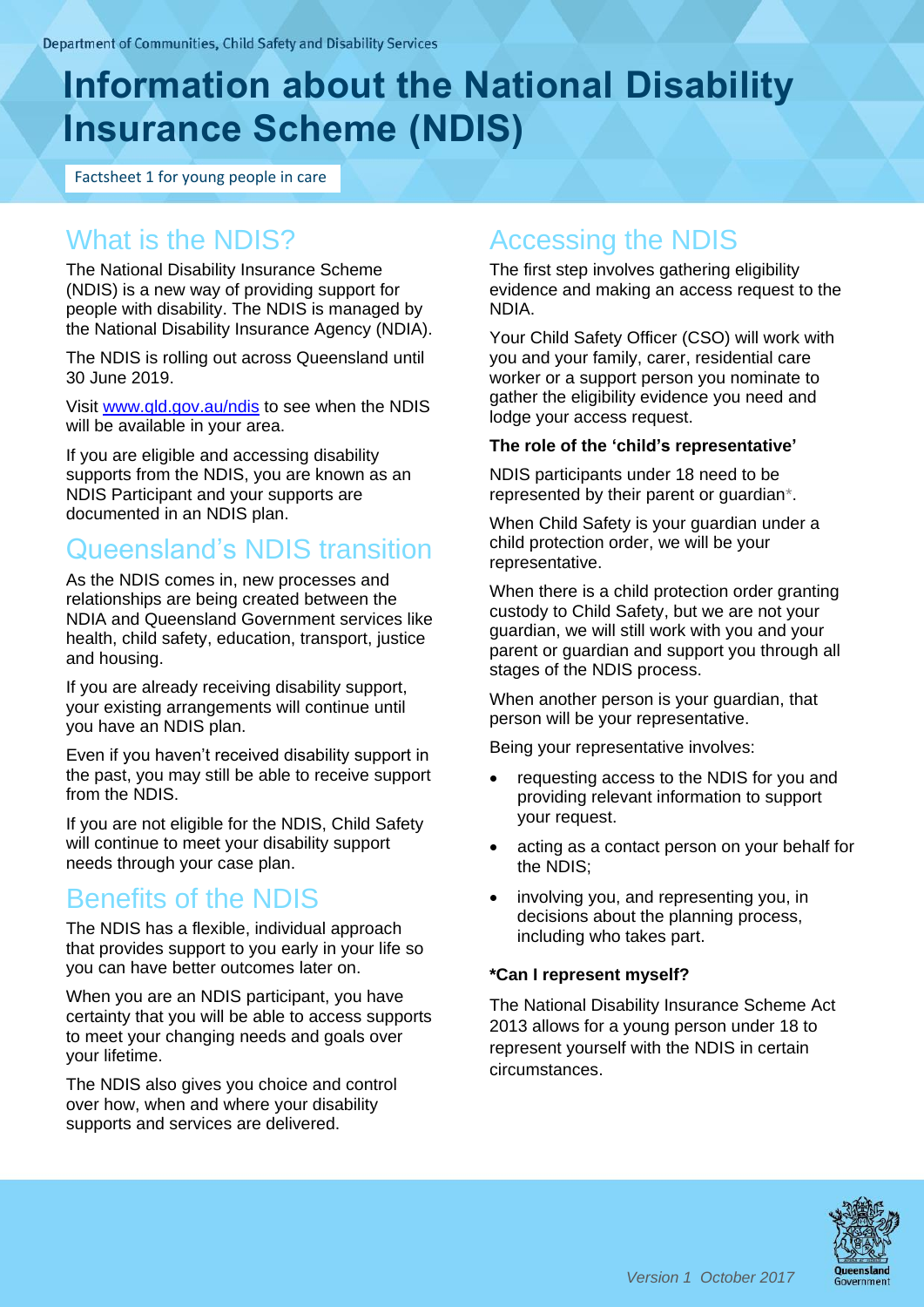Department of Communities, Child Safety and Disability Services

# Information about the National Disability Insurance Scheme (NDIS)

Factsheet 1 for young people in care

## What is the NDIS?

The National Disability Insurance Scheme (NDIS) is a new way of providing support for people with disability. The NDIS is managed by the National Disability Insurance Agency (NDIA).

The NDIS is rolling out across Queensland until 30 June 2019.

Visit [www.qld.gov.au/ndis](www.qld.gov.au/ndis) to see when the NDIS will be available in your area.

If you are eligible and accessing disability supports from the NDIS, you are known as an NDIS Participant and your supports are documented in an NDIS plan.

## Queensland's NDIS transition

As the NDIS comes in, new processes and relationships are being created between the NDIA and Queensland Government services like health, child safety, education, transport, justice and housing.

If you are already receiving disability support, your existing arrangements will continue until you have an NDIS plan.

Even if you haven't received disability support in the past, you may still be able to receive support from the NDIS.

If you are not eligible for the NDIS, Child Safety will continue to meet your disability support needs through your case plan.

## Benefits of the NDIS

The NDIS has a flexible, individual approach that provides support to you early in your life so you can have better outcomes later on.

When you are an NDIS participant, you have certainty that you will be able to access supports to meet your changing needs and goals over your lifetime.

The NDIS also gives you choice and control over how, when and where your disability supports and services are delivered.

## Accessing the NDIS

The first step involves gathering eligibility evidence and making an access request to the NDIA.

Your Child Safety Officer (CSO) will work with you and your family, carer, residential care worker or a support person you nominate to gather the eligibility evidence you need and lodge your access request.

**The role of the 'child's representative'**

NDIS participants under 18 need to be represented by their parent or guardian*.

When Child Safety is your guardian under a child protection order, we will be your representative.

When there is a child protection order granting custody to Child Safety, but we are not your guardian, we will still work with you and your parent or guardian and support you through all stages of the NDIS process.

When another person is your guardian, that person will be your representative.

Being your representative involves:

- requesting access to the NDIS for you and providing relevant information to support your request.
- acting as a contact person on your behalf for the NDIS;
- involving you, and representing you, in decisions about the planning process, including who takes part.

**\*Can I represent myself?**

The National Disability Insurance Scheme Act 2013 allows for a young person under 18 to represent yourself with the NDIS in certain circumstances.

*Version 1 October 2017*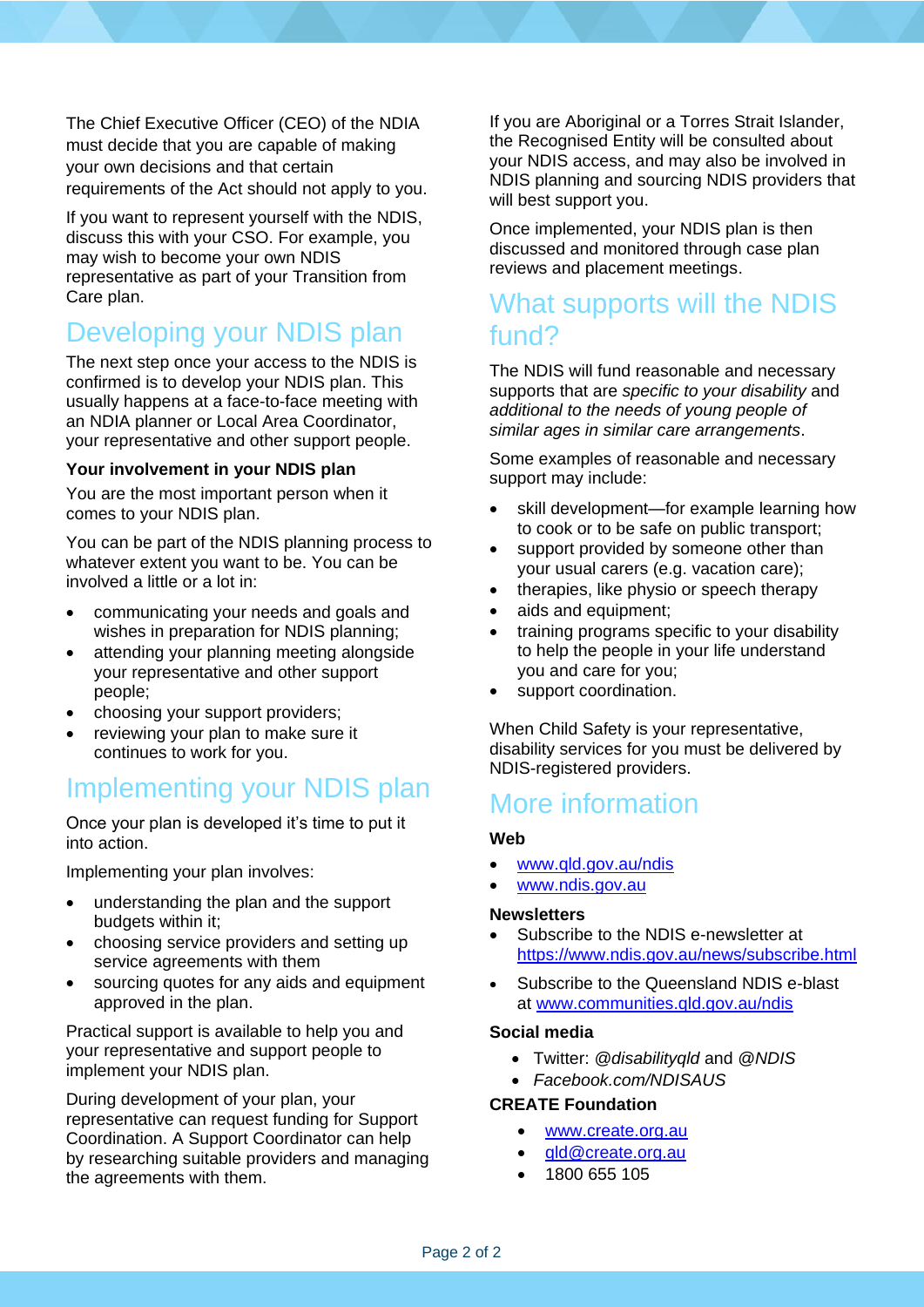The Chief Executive Officer (CEO) of the NDIA must decide that you are capable of making your own decisions and that certain requirements of the Act should not apply to you.

If you want to represent yourself with the NDIS, discuss this with your CSO. For example, you may wish to become your own NDIS representative as part of your Transition from Care plan.

## Developing your NDIS plan

The next step once your access to the NDIS is confirmed is to develop your NDIS plan. This usually happens at a face-to-face meeting with an NDIA planner or Local Area Coordinator, your representative and other support people.

**Your involvement in your NDIS plan**

You are the most important person when it comes to your NDIS plan.

You can be part of the NDIS planning process to whatever extent you want to be. You can be involved a little or a lot in:

- communicating your needs and goals and wishes in preparation for NDIS planning;
- attending your planning meeting alongside your representative and other support people;
- choosing your support providers;
- reviewing your plan to make sure it continues to work for you.

## Implementing your NDIS plan

Once your plan is developed it's time to put it into action.

Implementing your plan involves:

- understanding the plan and the support budgets within it;
- choosing service providers and setting up service agreements with them
- sourcing quotes for any aids and equipment approved in the plan.

Practical support is available to help you and your representative and support people to implement your NDIS plan.

During development of your plan, your representative can request funding for Support Coordination. A Support Coordinator can help by researching suitable providers and managing the agreements with them.

If you are Aboriginal or a Torres Strait Islander, the Recognised Entity will be consulted about your NDIS access, and may also be involved in NDIS planning and sourcing NDIS providers that will best support you.

Once implemented, your NDIS plan is then discussed and monitored through case plan reviews and placement meetings.

## What supports will the NDIS fund?

The NDIS will fund reasonable and necessary supports that are *specific to your disability* and *additional to the needs of young people of similar ages in similar care arrangements*.

Some examples of reasonable and necessary support may include:

- skill development—for example learning how to cook or to be safe on public transport;
- support provided by someone other than your usual carers (e.g. vacation care);
- therapies, like physio or speech therapy
- aids and equipment;
- training programs specific to your disability to help the people in your life understand you and care for you;
- support coordination.

When Child Safety is your representative, disability services for you must be delivered by NDIS-registered providers.

## More information

**Web**

- www.qld.gov.au/ndis
- www.ndis.gov.au

**Newsletters**

- Subscribe to the NDIS e-newsletter at https://www.ndis.gov.au/news/subscribe.html
- Subscribe to the Queensland NDIS e-blast at www.communities.qld.gov.au/ndis

**Social media**

- Twitter: *@disabilityqld* and *@NDIS*
- *Facebook.com/NDISAUS*

**CREATE Foundation**

- www.create.org.au
- qld@create.org.au
- 1800 655 105